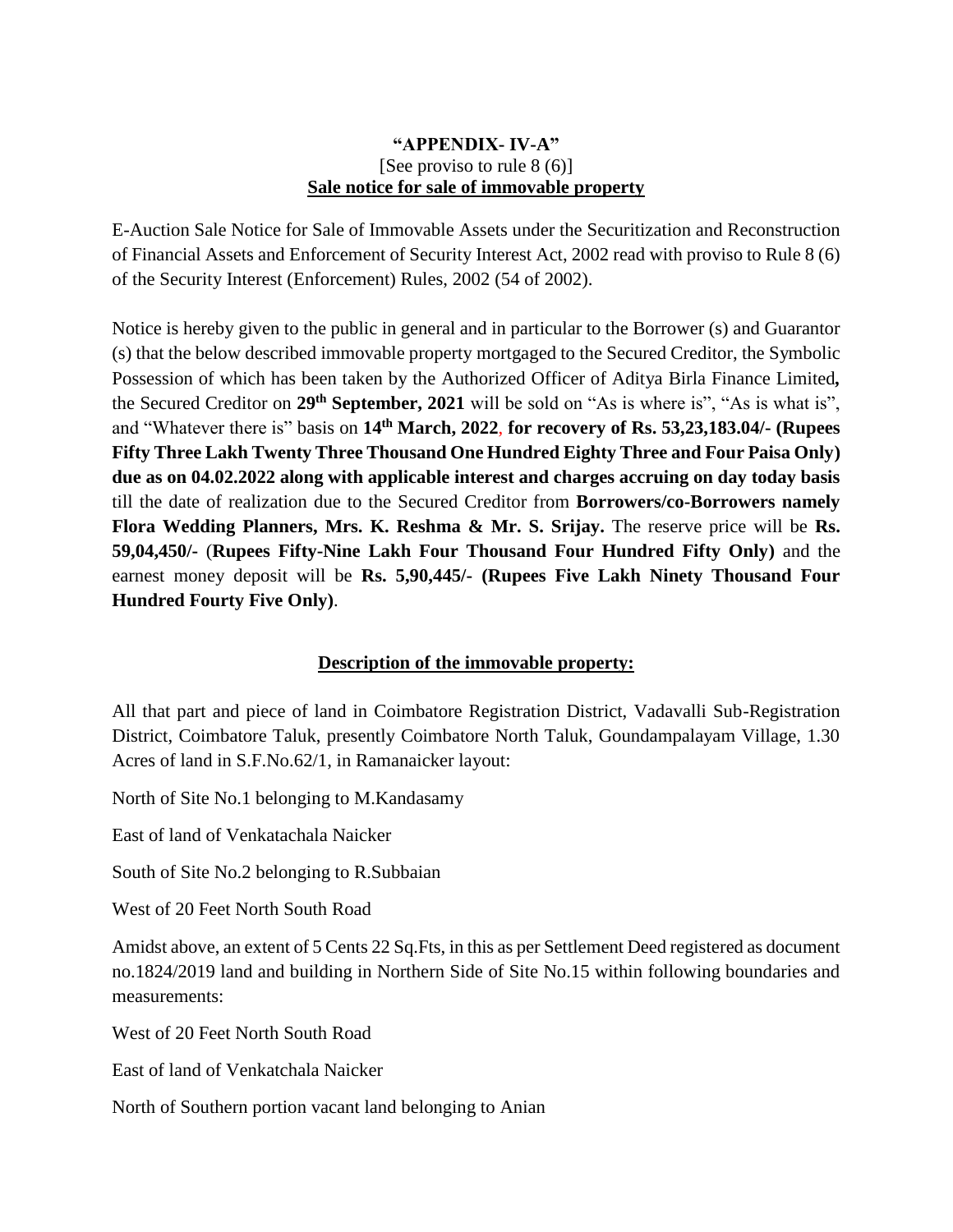**"APPENDIX- IV-A"**
[See proviso to rule 8 (6)]
**Sale notice for sale of immovable property**

E-Auction Sale Notice for Sale of Immovable Assets under the Securitization and Reconstruction of Financial Assets and Enforcement of Security Interest Act, 2002 read with proviso to Rule 8 (6) of the Security Interest (Enforcement) Rules, 2002 (54 of 2002).

Notice is hereby given to the public in general and in particular to the Borrower (s) and Guarantor (s) that the below described immovable property mortgaged to the Secured Creditor, the Symbolic Possession of which has been taken by the Authorized Officer of Aditya Birla Finance Limited**,** the Secured Creditor on **29th September, 2021** will be sold on "As is where is", "As is what is", and "Whatever there is" basis on **14th March, 2022**, **for recovery of Rs. 53,23,183.04/- (Rupees Fifty Three Lakh Twenty Three Thousand One Hundred Eighty Three and Four Paisa Only) due as on 04.02.2022 along with applicable interest and charges accruing on day today basis** till the date of realization due to the Secured Creditor from **Borrowers/co-Borrowers namely Flora Wedding Planners, Mrs. K. Reshma & Mr. S. Srijay.** The reserve price will be **Rs. 59,04,450/-** (**Rupees Fifty-Nine Lakh Four Thousand Four Hundred Fifty Only)** and the earnest money deposit will be **Rs. 5,90,445/- (Rupees Five Lakh Ninety Thousand Four Hundred Fourty Five Only)**.

**Description of the immovable property:**

All that part and piece of land in Coimbatore Registration District, Vadavalli Sub-Registration District, Coimbatore Taluk, presently Coimbatore North Taluk, Goundampalayam Village, 1.30 Acres of land in S.F.No.62/1, in Ramanaicker layout:

North of Site No.1 belonging to M.Kandasamy

East of land of Venkatachala Naicker

South of Site No.2 belonging to R.Subbaian

West of 20 Feet North South Road

Amidst above, an extent of 5 Cents 22 Sq.Fts, in this as per Settlement Deed registered as document no.1824/2019 land and building in Northern Side of Site No.15 within following boundaries and measurements:

West of 20 Feet North South Road

East of land of Venkatchala Naicker

North of Southern portion vacant land belonging to Anian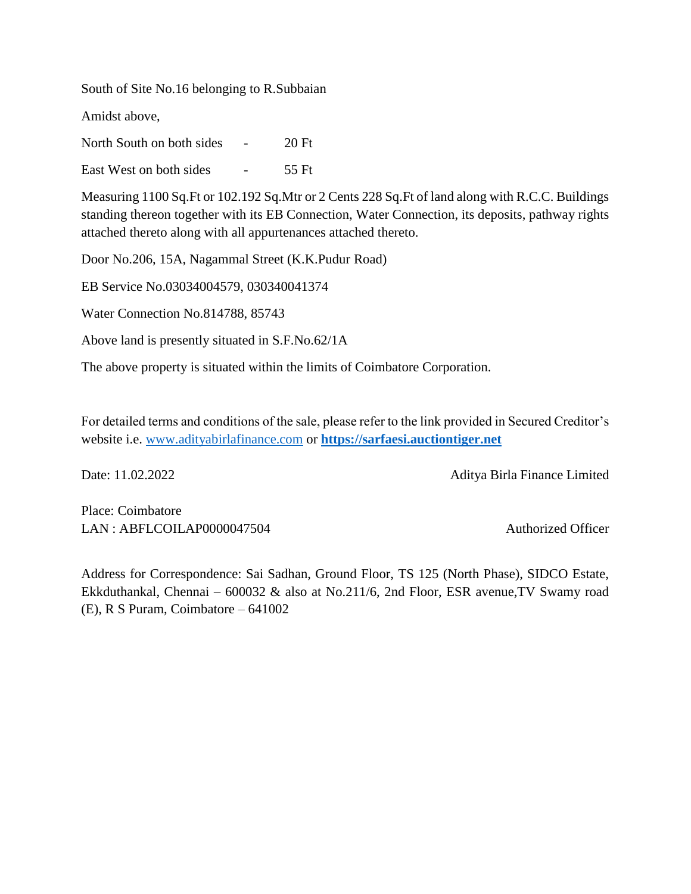South of Site No.16 belonging to R.Subbaian

Amidst above,

North South on both sides - 20 Ft

East West on both sides - 55 Ft

Measuring 1100 Sq.Ft or 102.192 Sq.Mtr or 2 Cents 228 Sq.Ft of land along with R.C.C. Buildings standing thereon together with its EB Connection, Water Connection, its deposits, pathway rights attached thereto along with all appurtenances attached thereto.

Door No.206, 15A, Nagammal Street (K.K.Pudur Road)

EB Service No.03034004579, 030340041374

Water Connection No.814788, 85743

Above land is presently situated in S.F.No.62/1A

The above property is situated within the limits of Coimbatore Corporation.

For detailed terms and conditions of the sale, please refer to the link provided in Secured Creditor's website i.e. www.adityabirlafinance.com or **https://sarfaesi.auctiontiger.net**

Date: 11.02.2022

Aditya Birla Finance Limited

Place: Coimbatore

LAN : ABFLCOILAP0000047504

Authorized Officer

Address for Correspondence: Sai Sadhan, Ground Floor, TS 125 (North Phase), SIDCO Estate, Ekkduthankal, Chennai – 600032 & also at No.211/6, 2nd Floor, ESR avenue,TV Swamy road (E), R S Puram, Coimbatore – 641002